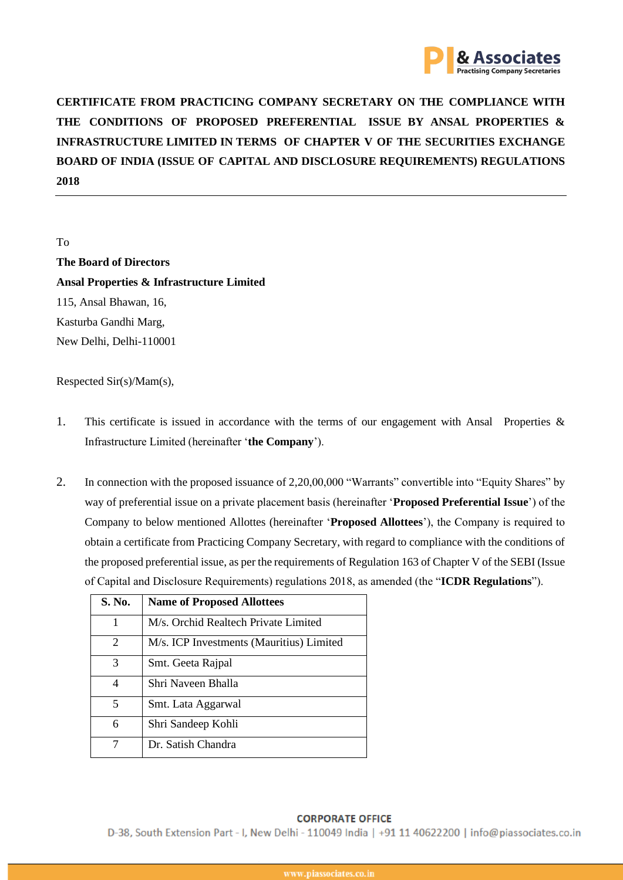**CERTIFICATE FROM PRACTICING COMPANY SECRETARY ON THE COMPLIANCE WITH THE CONDITIONS OF PROPOSED PREFERENTIAL ISSUE BY ANSAL PROPERTIES & INFRASTRUCTURE LIMITED IN TERMS OF CHAPTER V OF THE SECURITIES EXCHANGE BOARD OF INDIA (ISSUE OF CAPITAL AND DISCLOSURE REQUIREMENTS) REGULATIONS 2018**

---

To

**The Board of Directors**

**Ansal Properties & Infrastructure Limited**

115, Ansal Bhawan, 16,

Kasturba Gandhi Marg,

New Delhi, Delhi-110001

Respected Sir(s)/Mam(s),

1. This certificate is issued in accordance with the terms of our engagement with Ansal Properties & Infrastructure Limited (hereinafter '**the Company**').

2. In connection with the proposed issuance of 2,20,00,000 "Warrants" convertible into "Equity Shares" by way of preferential issue on a private placement basis (hereinafter '**Proposed Preferential Issue**') of the Company to below mentioned Allottes (hereinafter '**Proposed Allottees**'), the Company is required to obtain a certificate from Practicing Company Secretary, with regard to compliance with the conditions of the proposed preferential issue, as per the requirements of Regulation 163 of Chapter V of the SEBI (Issue of Capital and Disclosure Requirements) regulations 2018, as amended (the "**ICDR Regulations**").

| S. No. | Name of Proposed Allottees |
|---|---|
| 1 | M/s. Orchid Realtech Private Limited |
| 2 | M/s. ICP Investments (Mauritius) Limited |
| 3 | Smt. Geeta Rajpal |
| 4 | Shri Naveen Bhalla |
| 5 | Smt. Lata Aggarwal |
| 6 | Shri Sandeep Kohli |
| 7 | Dr. Satish Chandra |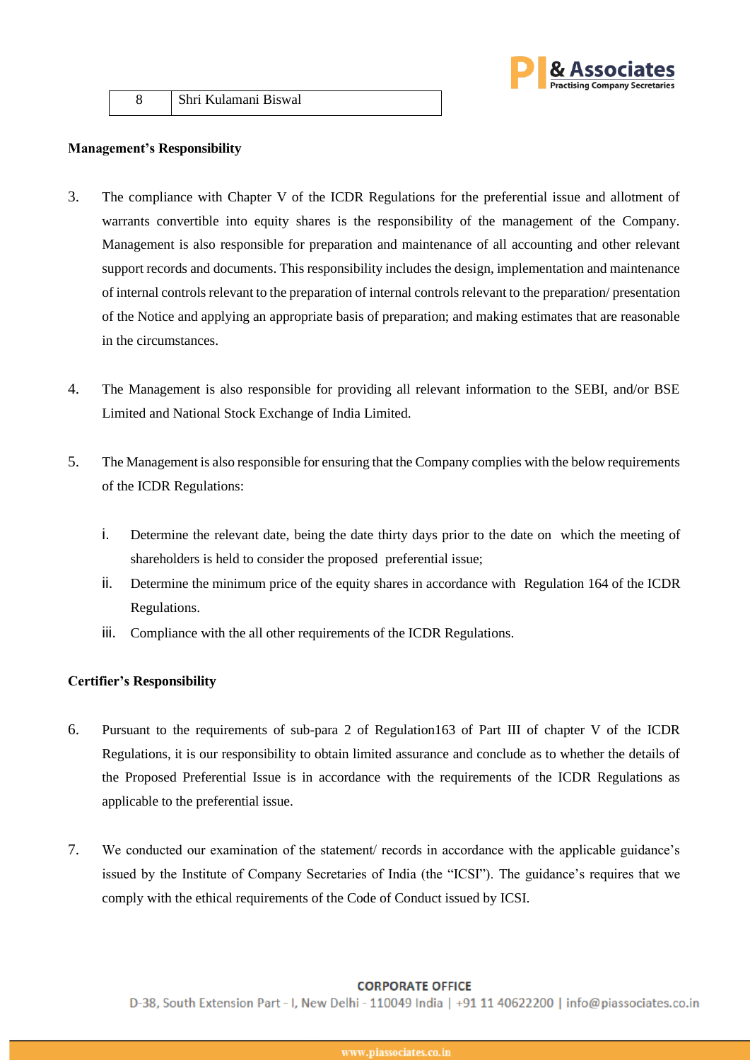| 8 | Shri Kulamani Biswal |
| --- | --- |

**Management's Responsibility**

3. The compliance with Chapter V of the ICDR Regulations for the preferential issue and allotment of warrants convertible into equity shares is the responsibility of the management of the Company. Management is also responsible for preparation and maintenance of all accounting and other relevant support records and documents. This responsibility includes the design, implementation and maintenance of internal controls relevant to the preparation of internal controls relevant to the preparation/ presentation of the Notice and applying an appropriate basis of preparation; and making estimates that are reasonable in the circumstances.

4. The Management is also responsible for providing all relevant information to the SEBI, and/or BSE Limited and National Stock Exchange of India Limited.

5. The Management is also responsible for ensuring that the Company complies with the below requirements of the ICDR Regulations:

   i. Determine the relevant date, being the date thirty days prior to the date on which the meeting of shareholders is held to consider the proposed preferential issue;
   ii. Determine the minimum price of the equity shares in accordance with Regulation 164 of the ICDR Regulations.
   iii. Compliance with the all other requirements of the ICDR Regulations.

**Certifier's Responsibility**

6. Pursuant to the requirements of sub-para 2 of Regulation163 of Part III of chapter V of the ICDR Regulations, it is our responsibility to obtain limited assurance and conclude as to whether the details of the Proposed Preferential Issue is in accordance with the requirements of the ICDR Regulations as applicable to the preferential issue.

7. We conducted our examination of the statement/ records in accordance with the applicable guidance's issued by the Institute of Company Secretaries of India (the "ICSI"). The guidance's requires that we comply with the ethical requirements of the Code of Conduct issued by ICSI.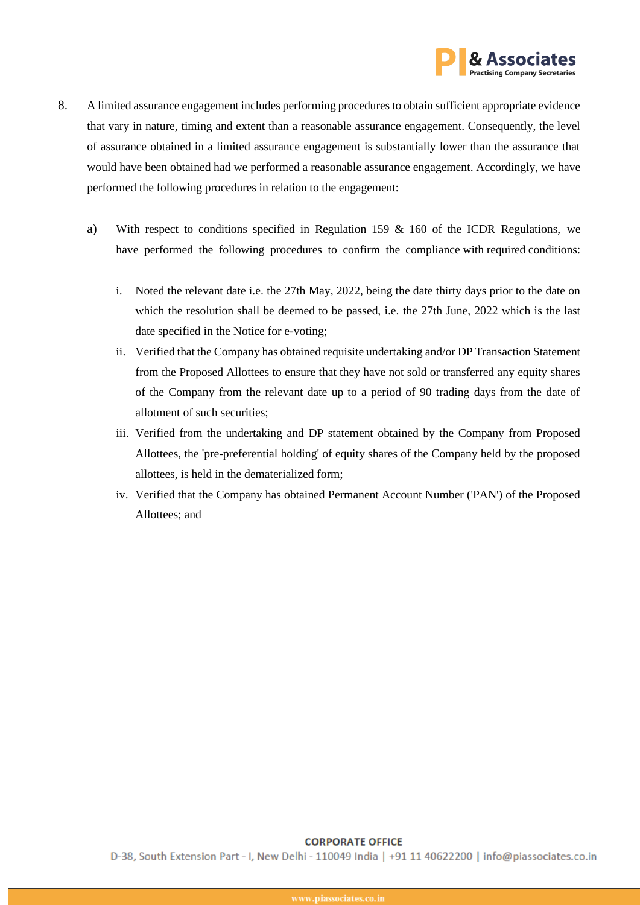8. A limited assurance engagement includes performing procedures to obtain sufficient appropriate evidence that vary in nature, timing and extent than a reasonable assurance engagement. Consequently, the level of assurance obtained in a limited assurance engagement is substantially lower than the assurance that would have been obtained had we performed a reasonable assurance engagement. Accordingly, we have performed the following procedures in relation to the engagement:

   a) With respect to conditions specified in Regulation 159 & 160 of the ICDR Regulations, we have performed the following procedures to confirm the compliance with required conditions:

      i. Noted the relevant date i.e. the 27th May, 2022, being the date thirty days prior to the date on which the resolution shall be deemed to be passed, i.e. the 27th June, 2022 which is the last date specified in the Notice for e-voting;

      ii. Verified that the Company has obtained requisite undertaking and/or DP Transaction Statement from the Proposed Allottees to ensure that they have not sold or transferred any equity shares of the Company from the relevant date up to a period of 90 trading days from the date of allotment of such securities;

      iii. Verified from the undertaking and DP statement obtained by the Company from Proposed Allottees, the 'pre-preferential holding' of equity shares of the Company held by the proposed allottees, is held in the dematerialized form;

      iv. Verified that the Company has obtained Permanent Account Number ('PAN') of the Proposed Allottees; and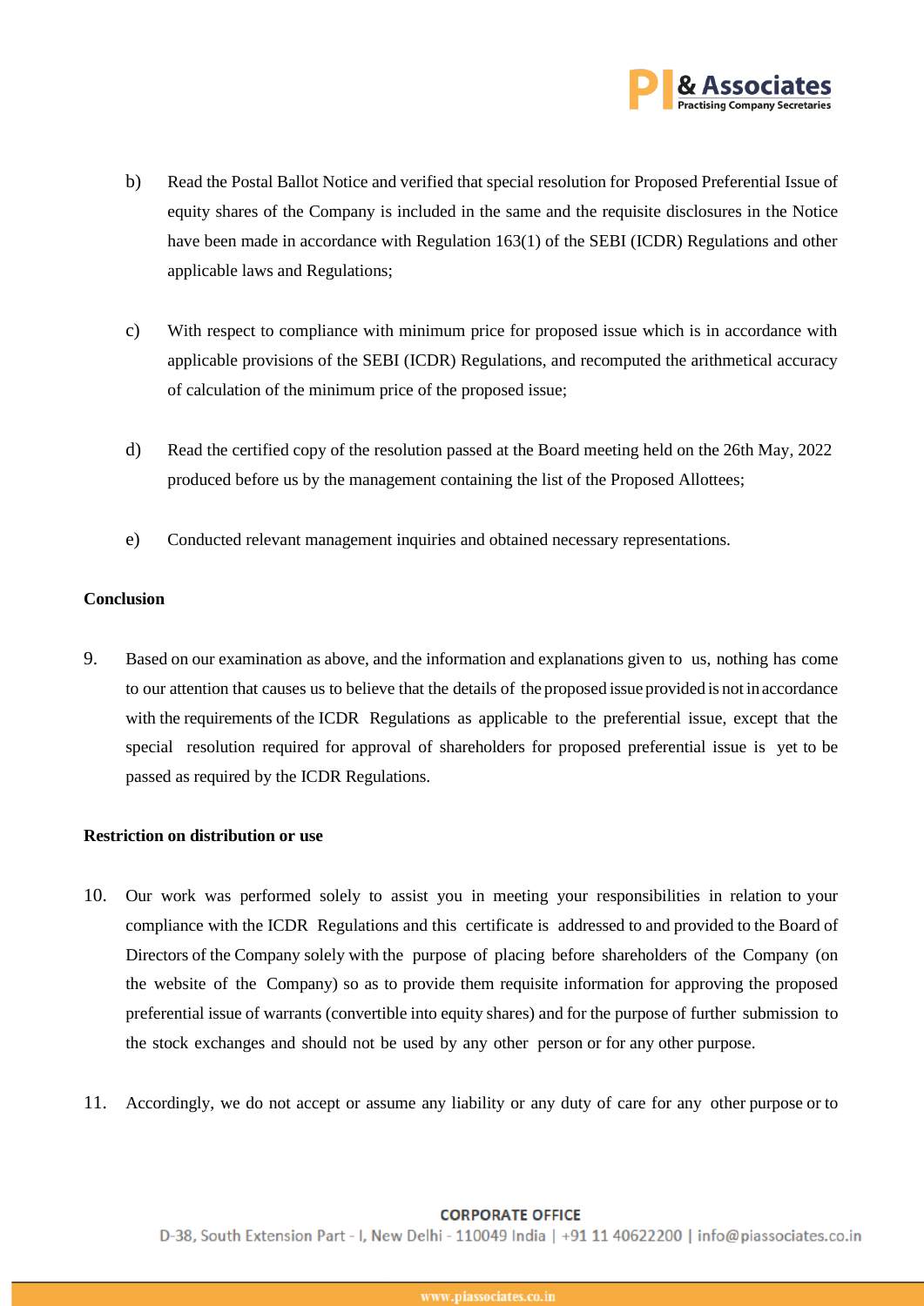b) Read the Postal Ballot Notice and verified that special resolution for Proposed Preferential Issue of equity shares of the Company is included in the same and the requisite disclosures in the Notice have been made in accordance with Regulation 163(1) of the SEBI (ICDR) Regulations and other applicable laws and Regulations;

c) With respect to compliance with minimum price for proposed issue which is in accordance with applicable provisions of the SEBI (ICDR) Regulations, and recomputed the arithmetical accuracy of calculation of the minimum price of the proposed issue;

d) Read the certified copy of the resolution passed at the Board meeting held on the 26th May, 2022 produced before us by the management containing the list of the Proposed Allottees;

e) Conducted relevant management inquiries and obtained necessary representations.

**Conclusion**

9. Based on our examination as above, and the information and explanations given to us, nothing has come to our attention that causes us to believe that the details of the proposed issue provided is not in accordance with the requirements of the ICDR Regulations as applicable to the preferential issue, except that the special resolution required for approval of shareholders for proposed preferential issue is yet to be passed as required by the ICDR Regulations.

**Restriction on distribution or use**

10. Our work was performed solely to assist you in meeting your responsibilities in relation to your compliance with the ICDR Regulations and this certificate is addressed to and provided to the Board of Directors of the Company solely with the purpose of placing before shareholders of the Company (on the website of the Company) so as to provide them requisite information for approving the proposed preferential issue of warrants (convertible into equity shares) and for the purpose of further submission to the stock exchanges and should not be used by any other person or for any other purpose.

11. Accordingly, we do not accept or assume any liability or any duty of care for any other purpose or to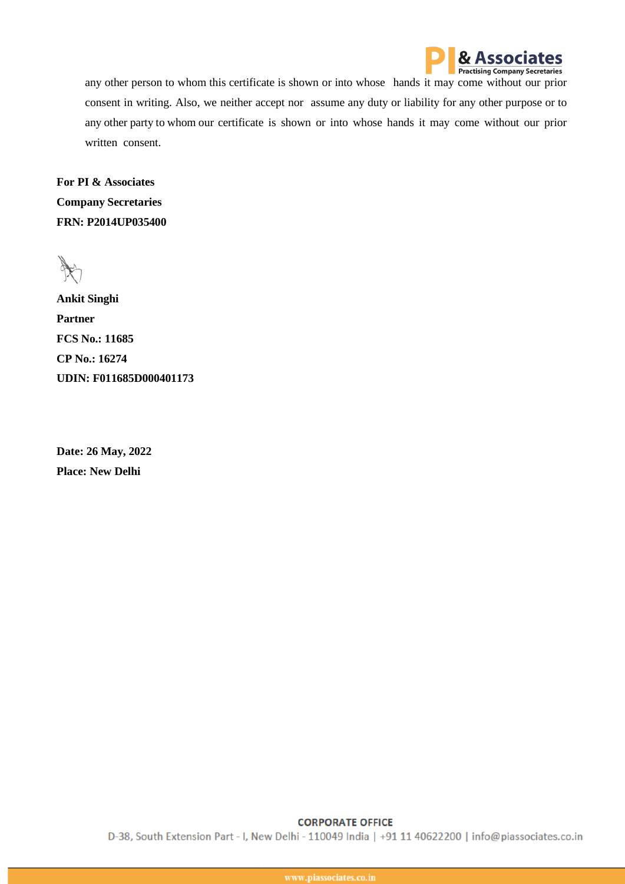any other person to whom this certificate is shown or into whose hands it may come without our prior consent in writing. Also, we neither accept nor assume any duty or liability for any other purpose or to any other party to whom our certificate is shown or into whose hands it may come without our prior written consent.

**For PI & Associates**
**Company Secretaries**
**FRN: P2014UP035400**

**Ankit Singhi**
**Partner**
**FCS No.: 11685**
**CP No.: 16274**
**UDIN: F011685D000401173**

**Date: 26 May, 2022**
**Place: New Delhi**